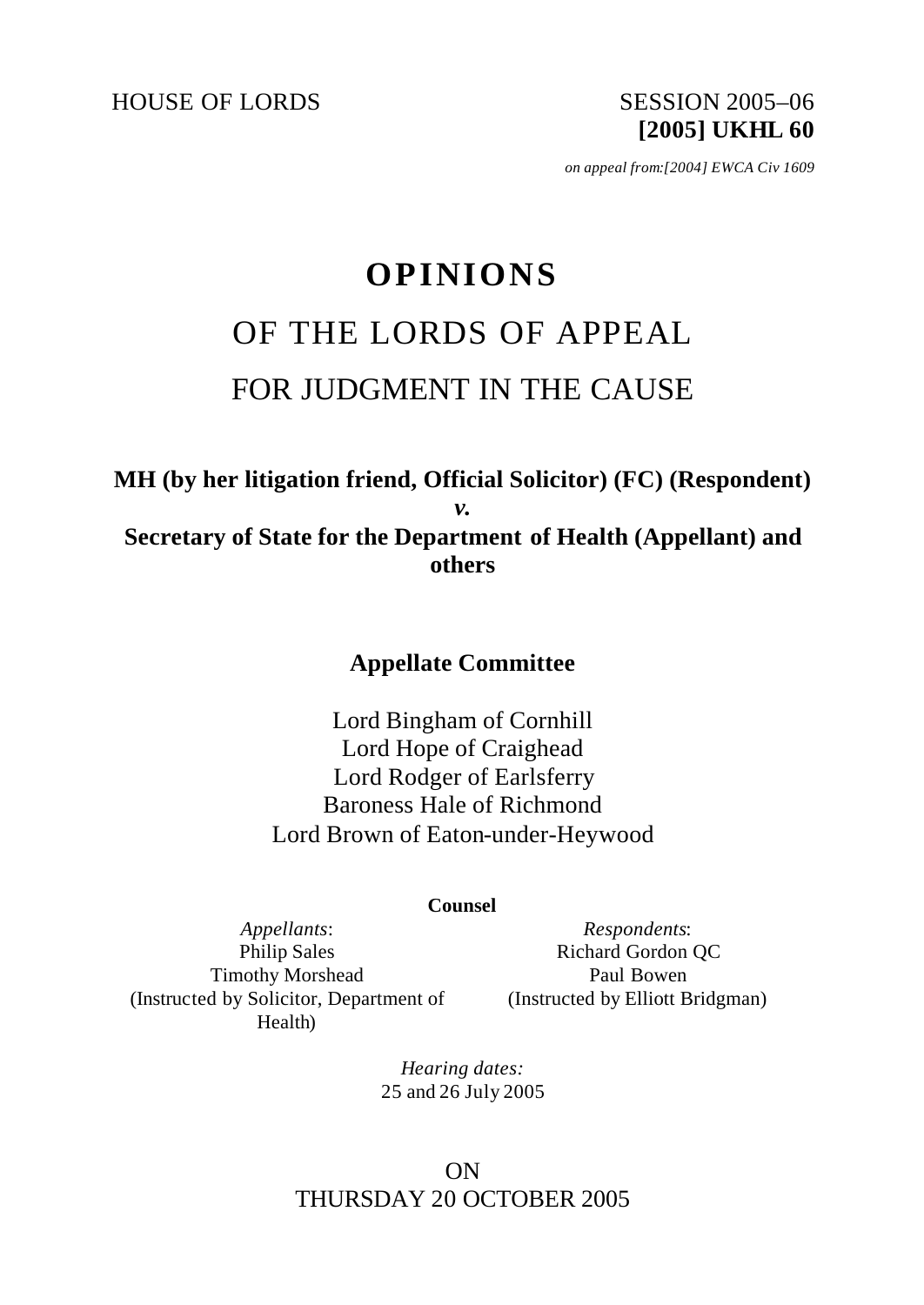HOUSE OF LORDS SESSION 2005–06

**[2005] UKHL 60**

*on appeal from:[2004] EWCA Civ 1609*

# OPINIONS

## OF THE LORDS OF APPEAL

## FOR JUDGMENT IN THE CAUSE

**MH (by her litigation friend, Official Solicitor) (FC) (Respondent)**

***v.***

**Secretary of State for the Department of Health (Appellant) and others**

**Appellate Committee**

Lord Bingham of Cornhill
Lord Hope of Craighead
Lord Rodger of Earlsferry
Baroness Hale of Richmond
Lord Brown of Eaton-under-Heywood

**Counsel**

*Appellants*:
Philip Sales
Timothy Morshead
(Instructed by Solicitor, Department of Health)

*Respondents*:
Richard Gordon QC
Paul Bowen
(Instructed by Elliott Bridgman)

*Hearing dates:*
25 and 26 July 2005

ON
THURSDAY 20 OCTOBER 2005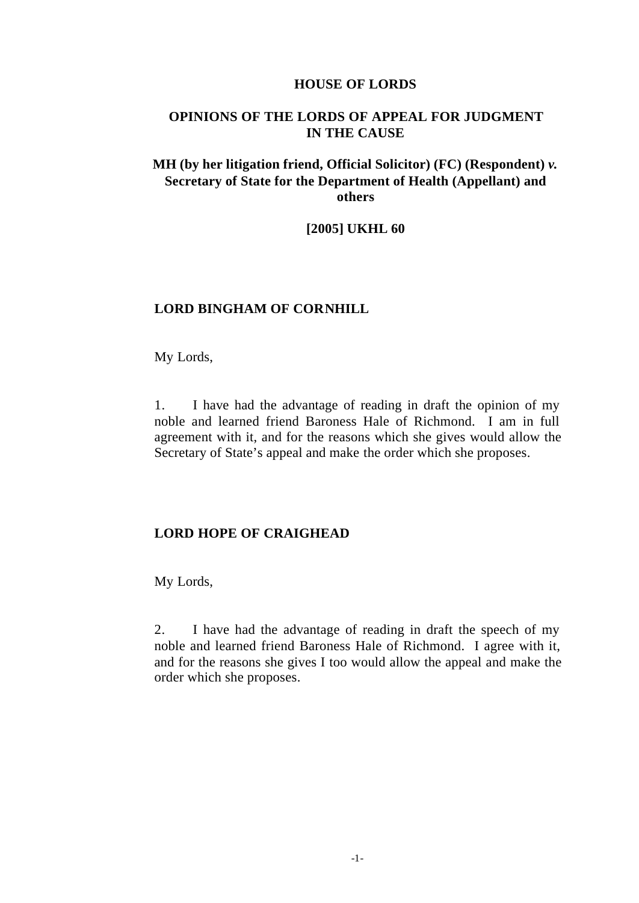**HOUSE OF LORDS**

**OPINIONS OF THE LORDS OF APPEAL FOR JUDGMENT IN THE CAUSE**

**MH (by her litigation friend, Official Solicitor) (FC) (Respondent) *v.* Secretary of State for the Department of Health (Appellant) and others**

**[2005] UKHL 60**

**LORD BINGHAM OF CORNHILL**

My Lords,

1. I have had the advantage of reading in draft the opinion of my noble and learned friend Baroness Hale of Richmond. I am in full agreement with it, and for the reasons which she gives would allow the Secretary of State's appeal and make the order which she proposes.

**LORD HOPE OF CRAIGHEAD**

My Lords,

2. I have had the advantage of reading in draft the speech of my noble and learned friend Baroness Hale of Richmond. I agree with it, and for the reasons she gives I too would allow the appeal and make the order which she proposes.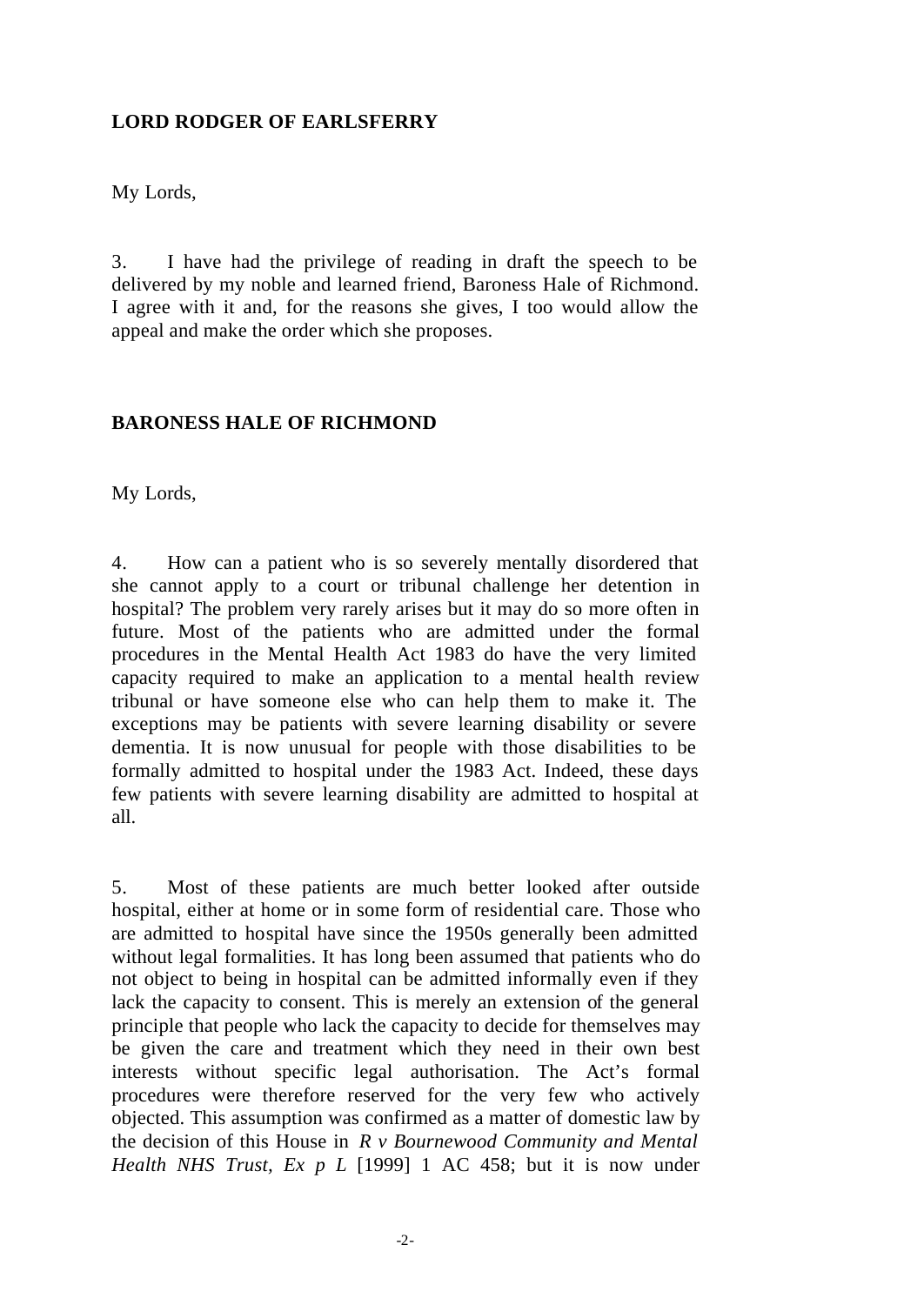**LORD RODGER OF EARLSFERRY**

My Lords,

3. I have had the privilege of reading in draft the speech to be delivered by my noble and learned friend, Baroness Hale of Richmond. I agree with it and, for the reasons she gives, I too would allow the appeal and make the order which she proposes.

**BARONESS HALE OF RICHMOND**

My Lords,

4. How can a patient who is so severely mentally disordered that she cannot apply to a court or tribunal challenge her detention in hospital? The problem very rarely arises but it may do so more often in future. Most of the patients who are admitted under the formal procedures in the Mental Health Act 1983 do have the very limited capacity required to make an application to a mental health review tribunal or have someone else who can help them to make it. The exceptions may be patients with severe learning disability or severe dementia. It is now unusual for people with those disabilities to be formally admitted to hospital under the 1983 Act. Indeed, these days few patients with severe learning disability are admitted to hospital at all.

5. Most of these patients are much better looked after outside hospital, either at home or in some form of residential care. Those who are admitted to hospital have since the 1950s generally been admitted without legal formalities. It has long been assumed that patients who do not object to being in hospital can be admitted informally even if they lack the capacity to consent. This is merely an extension of the general principle that people who lack the capacity to decide for themselves may be given the care and treatment which they need in their own best interests without specific legal authorisation. The Act's formal procedures were therefore reserved for the very few who actively objected. This assumption was confirmed as a matter of domestic law by the decision of this House in *R v Bournewood Community and Mental Health NHS Trust, Ex p L* [1999] 1 AC 458; but it is now under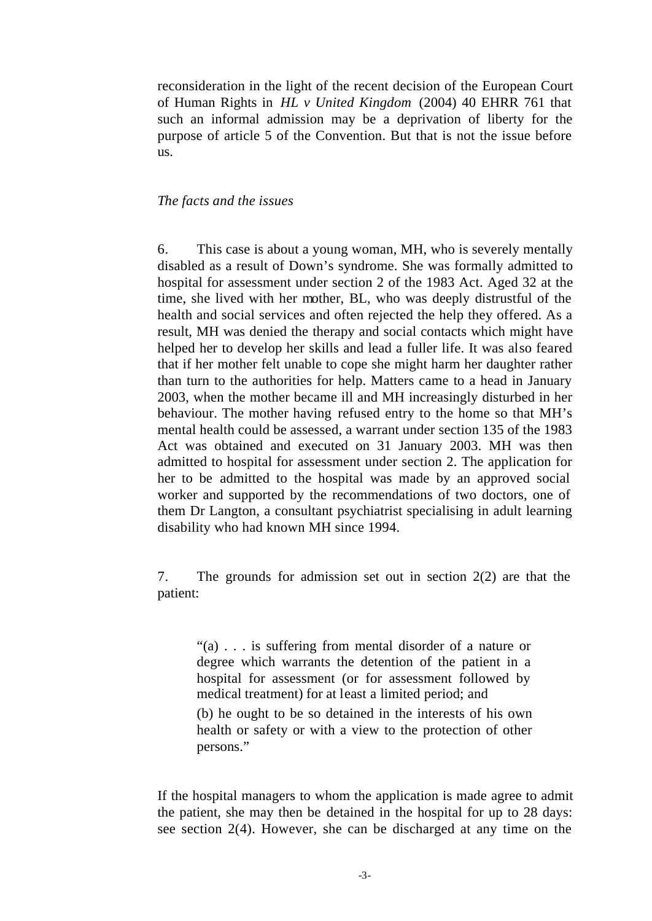reconsideration in the light of the recent decision of the European Court of Human Rights in *HL v United Kingdom* (2004) 40 EHRR 761 that such an informal admission may be a deprivation of liberty for the purpose of article 5 of the Convention. But that is not the issue before us.

*The facts and the issues*

6. This case is about a young woman, MH, who is severely mentally disabled as a result of Down's syndrome. She was formally admitted to hospital for assessment under section 2 of the 1983 Act. Aged 32 at the time, she lived with her mother, BL, who was deeply distrustful of the health and social services and often rejected the help they offered. As a result, MH was denied the therapy and social contacts which might have helped her to develop her skills and lead a fuller life. It was also feared that if her mother felt unable to cope she might harm her daughter rather than turn to the authorities for help. Matters came to a head in January 2003, when the mother became ill and MH increasingly disturbed in her behaviour. The mother having refused entry to the home so that MH's mental health could be assessed, a warrant under section 135 of the 1983 Act was obtained and executed on 31 January 2003. MH was then admitted to hospital for assessment under section 2. The application for her to be admitted to the hospital was made by an approved social worker and supported by the recommendations of two doctors, one of them Dr Langton, a consultant psychiatrist specialising in adult learning disability who had known MH since 1994.

7. The grounds for admission set out in section 2(2) are that the patient:

> "(a) . . . is suffering from mental disorder of a nature or degree which warrants the detention of the patient in a hospital for assessment (or for assessment followed by medical treatment) for at least a limited period; and
>
> (b) he ought to be so detained in the interests of his own health or safety or with a view to the protection of other persons."

If the hospital managers to whom the application is made agree to admit the patient, she may then be detained in the hospital for up to 28 days: see section 2(4). However, she can be discharged at any time on the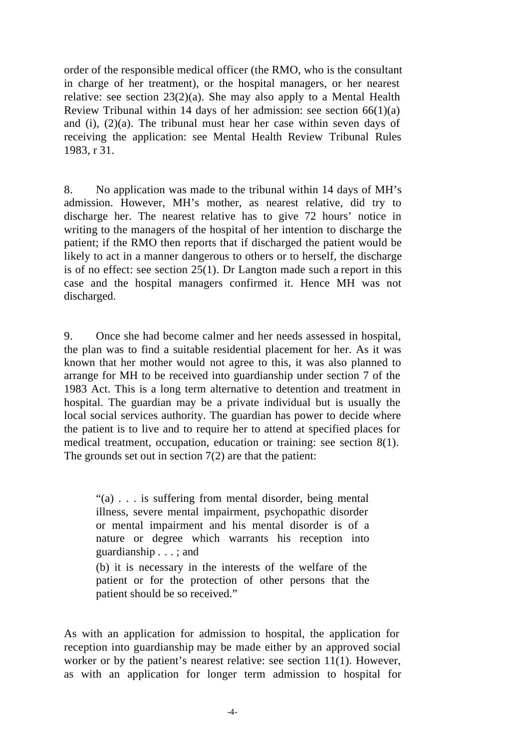order of the responsible medical officer (the RMO, who is the consultant in charge of her treatment), or the hospital managers, or her nearest relative: see section 23(2)(a). She may also apply to a Mental Health Review Tribunal within 14 days of her admission: see section 66(1)(a) and (i), (2)(a). The tribunal must hear her case within seven days of receiving the application: see Mental Health Review Tribunal Rules 1983, r 31.

8. No application was made to the tribunal within 14 days of MH's admission. However, MH's mother, as nearest relative, did try to discharge her. The nearest relative has to give 72 hours' notice in writing to the managers of the hospital of her intention to discharge the patient; if the RMO then reports that if discharged the patient would be likely to act in a manner dangerous to others or to herself, the discharge is of no effect: see section 25(1). Dr Langton made such a report in this case and the hospital managers confirmed it. Hence MH was not discharged.

9. Once she had become calmer and her needs assessed in hospital, the plan was to find a suitable residential placement for her. As it was known that her mother would not agree to this, it was also planned to arrange for MH to be received into guardianship under section 7 of the 1983 Act. This is a long term alternative to detention and treatment in hospital. The guardian may be a private individual but is usually the local social services authority. The guardian has power to decide where the patient is to live and to require her to attend at specified places for medical treatment, occupation, education or training: see section 8(1). The grounds set out in section 7(2) are that the patient:

> "(a) . . . is suffering from mental disorder, being mental illness, severe mental impairment, psychopathic disorder or mental impairment and his mental disorder is of a nature or degree which warrants his reception into guardianship . . . ; and
>
> (b) it is necessary in the interests of the welfare of the patient or for the protection of other persons that the patient should be so received."

As with an application for admission to hospital, the application for reception into guardianship may be made either by an approved social worker or by the patient's nearest relative: see section 11(1). However, as with an application for longer term admission to hospital for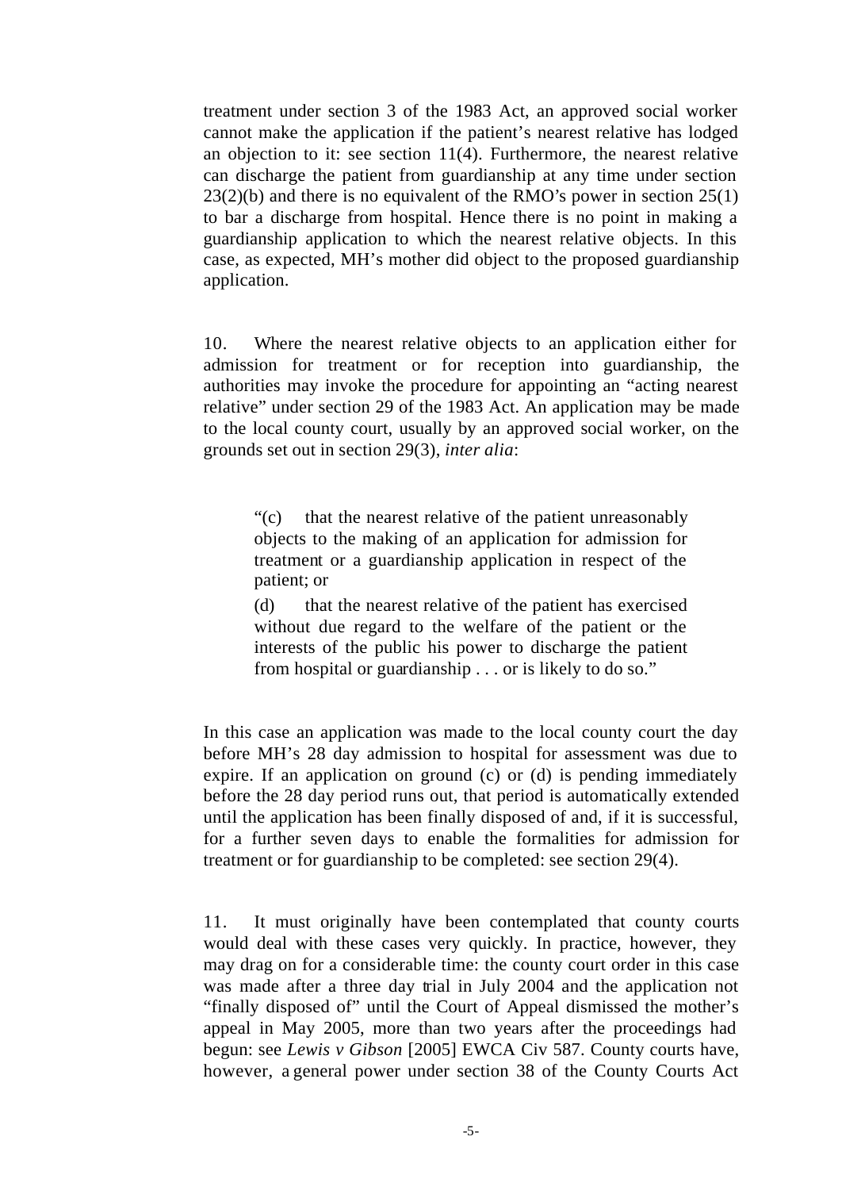treatment under section 3 of the 1983 Act, an approved social worker cannot make the application if the patient's nearest relative has lodged an objection to it: see section 11(4). Furthermore, the nearest relative can discharge the patient from guardianship at any time under section 23(2)(b) and there is no equivalent of the RMO's power in section 25(1) to bar a discharge from hospital. Hence there is no point in making a guardianship application to which the nearest relative objects. In this case, as expected, MH's mother did object to the proposed guardianship application.

10. Where the nearest relative objects to an application either for admission for treatment or for reception into guardianship, the authorities may invoke the procedure for appointing an "acting nearest relative" under section 29 of the 1983 Act. An application may be made to the local county court, usually by an approved social worker, on the grounds set out in section 29(3), *inter alia*:

> "(c) that the nearest relative of the patient unreasonably objects to the making of an application for admission for treatment or a guardianship application in respect of the patient; or
>
> (d) that the nearest relative of the patient has exercised without due regard to the welfare of the patient or the interests of the public his power to discharge the patient from hospital or guardianship . . . or is likely to do so."

In this case an application was made to the local county court the day before MH's 28 day admission to hospital for assessment was due to expire. If an application on ground (c) or (d) is pending immediately before the 28 day period runs out, that period is automatically extended until the application has been finally disposed of and, if it is successful, for a further seven days to enable the formalities for admission for treatment or for guardianship to be completed: see section 29(4).

11. It must originally have been contemplated that county courts would deal with these cases very quickly. In practice, however, they may drag on for a considerable time: the county court order in this case was made after a three day trial in July 2004 and the application not "finally disposed of" until the Court of Appeal dismissed the mother's appeal in May 2005, more than two years after the proceedings had begun: see *Lewis v Gibson* [2005] EWCA Civ 587. County courts have, however, a general power under section 38 of the County Courts Act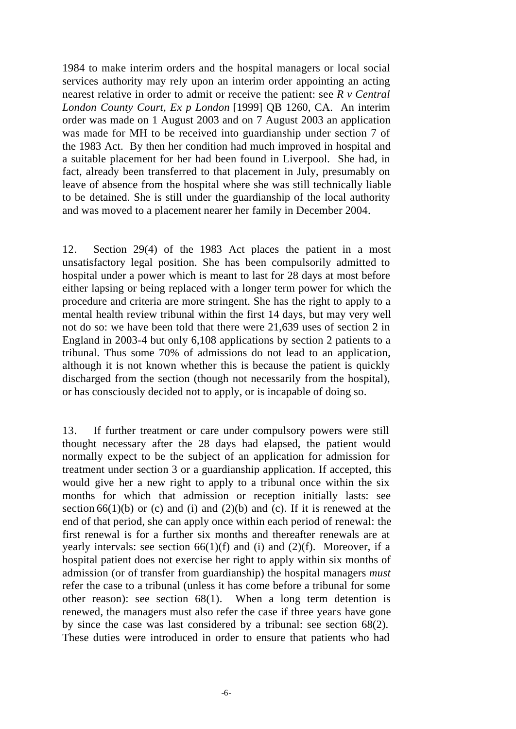1984 to make interim orders and the hospital managers or local social services authority may rely upon an interim order appointing an acting nearest relative in order to admit or receive the patient: see *R v Central London County Court, Ex p London* [1999] QB 1260, CA. An interim order was made on 1 August 2003 and on 7 August 2003 an application was made for MH to be received into guardianship under section 7 of the 1983 Act. By then her condition had much improved in hospital and a suitable placement for her had been found in Liverpool. She had, in fact, already been transferred to that placement in July, presumably on leave of absence from the hospital where she was still technically liable to be detained. She is still under the guardianship of the local authority and was moved to a placement nearer her family in December 2004.

12. Section 29(4) of the 1983 Act places the patient in a most unsatisfactory legal position. She has been compulsorily admitted to hospital under a power which is meant to last for 28 days at most before either lapsing or being replaced with a longer term power for which the procedure and criteria are more stringent. She has the right to apply to a mental health review tribunal within the first 14 days, but may very well not do so: we have been told that there were 21,639 uses of section 2 in England in 2003-4 but only 6,108 applications by section 2 patients to a tribunal. Thus some 70% of admissions do not lead to an application, although it is not known whether this is because the patient is quickly discharged from the section (though not necessarily from the hospital), or has consciously decided not to apply, or is incapable of doing so.

13. If further treatment or care under compulsory powers were still thought necessary after the 28 days had elapsed, the patient would normally expect to be the subject of an application for admission for treatment under section 3 or a guardianship application. If accepted, this would give her a new right to apply to a tribunal once within the six months for which that admission or reception initially lasts: see section 66(1)(b) or (c) and (i) and (2)(b) and (c). If it is renewed at the end of that period, she can apply once within each period of renewal: the first renewal is for a further six months and thereafter renewals are at yearly intervals: see section 66(1)(f) and (i) and (2)(f). Moreover, if a hospital patient does not exercise her right to apply within six months of admission (or of transfer from guardianship) the hospital managers *must* refer the case to a tribunal (unless it has come before a tribunal for some other reason): see section 68(1). When a long term detention is renewed, the managers must also refer the case if three years have gone by since the case was last considered by a tribunal: see section 68(2). These duties were introduced in order to ensure that patients who had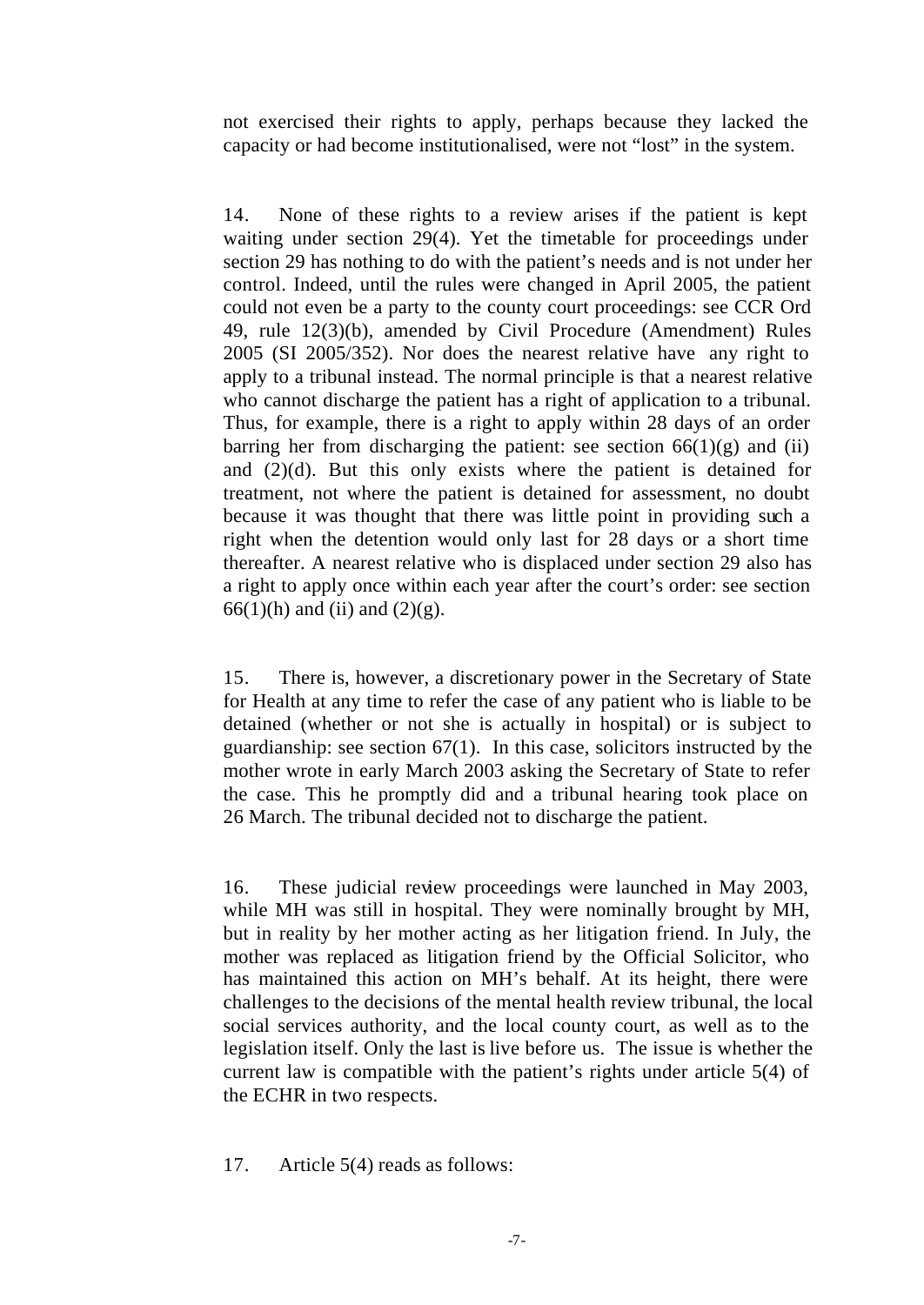not exercised their rights to apply, perhaps because they lacked the capacity or had become institutionalised, were not "lost" in the system.

14. None of these rights to a review arises if the patient is kept waiting under section 29(4). Yet the timetable for proceedings under section 29 has nothing to do with the patient's needs and is not under her control. Indeed, until the rules were changed in April 2005, the patient could not even be a party to the county court proceedings: see CCR Ord 49, rule 12(3)(b), amended by Civil Procedure (Amendment) Rules 2005 (SI 2005/352). Nor does the nearest relative have any right to apply to a tribunal instead. The normal principle is that a nearest relative who cannot discharge the patient has a right of application to a tribunal. Thus, for example, there is a right to apply within 28 days of an order barring her from discharging the patient: see section 66(1)(g) and (ii) and (2)(d). But this only exists where the patient is detained for treatment, not where the patient is detained for assessment, no doubt because it was thought that there was little point in providing such a right when the detention would only last for 28 days or a short time thereafter. A nearest relative who is displaced under section 29 also has a right to apply once within each year after the court's order: see section 66(1)(h) and (ii) and (2)(g).

15. There is, however, a discretionary power in the Secretary of State for Health at any time to refer the case of any patient who is liable to be detained (whether or not she is actually in hospital) or is subject to guardianship: see section 67(1). In this case, solicitors instructed by the mother wrote in early March 2003 asking the Secretary of State to refer the case. This he promptly did and a tribunal hearing took place on 26 March. The tribunal decided not to discharge the patient.

16. These judicial review proceedings were launched in May 2003, while MH was still in hospital. They were nominally brought by MH, but in reality by her mother acting as her litigation friend. In July, the mother was replaced as litigation friend by the Official Solicitor, who has maintained this action on MH's behalf. At its height, there were challenges to the decisions of the mental health review tribunal, the local social services authority, and the local county court, as well as to the legislation itself. Only the last is live before us. The issue is whether the current law is compatible with the patient's rights under article 5(4) of the ECHR in two respects.

17. Article 5(4) reads as follows: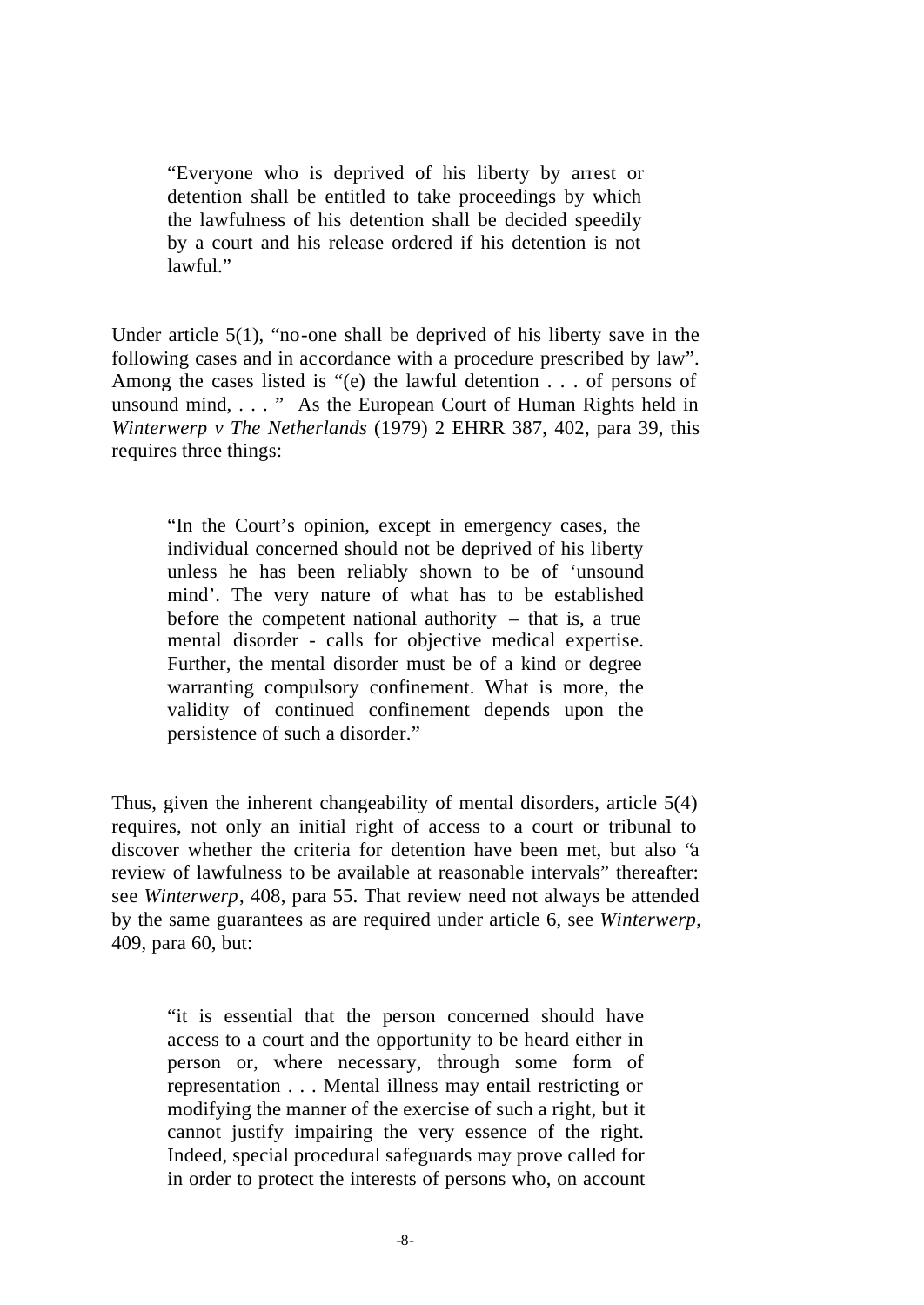> "Everyone who is deprived of his liberty by arrest or detention shall be entitled to take proceedings by which the lawfulness of his detention shall be decided speedily by a court and his release ordered if his detention is not lawful."

Under article 5(1), "no-one shall be deprived of his liberty save in the following cases and in accordance with a procedure prescribed by law". Among the cases listed is "(e) the lawful detention . . . of persons of unsound mind, . . . " As the European Court of Human Rights held in *Winterwerp v The Netherlands* (1979) 2 EHRR 387, 402, para 39, this requires three things:

> "In the Court's opinion, except in emergency cases, the individual concerned should not be deprived of his liberty unless he has been reliably shown to be of 'unsound mind'. The very nature of what has to be established before the competent national authority – that is, a true mental disorder - calls for objective medical expertise. Further, the mental disorder must be of a kind or degree warranting compulsory confinement. What is more, the validity of continued confinement depends upon the persistence of such a disorder."

Thus, given the inherent changeability of mental disorders, article 5(4) requires, not only an initial right of access to a court or tribunal to discover whether the criteria for detention have been met, but also "a review of lawfulness to be available at reasonable intervals" thereafter: see *Winterwerp*, 408, para 55. That review need not always be attended by the same guarantees as are required under article 6, see *Winterwerp*, 409, para 60, but:

> "it is essential that the person concerned should have access to a court and the opportunity to be heard either in person or, where necessary, through some form of representation . . . Mental illness may entail restricting or modifying the manner of the exercise of such a right, but it cannot justify impairing the very essence of the right. Indeed, special procedural safeguards may prove called for in order to protect the interests of persons who, on account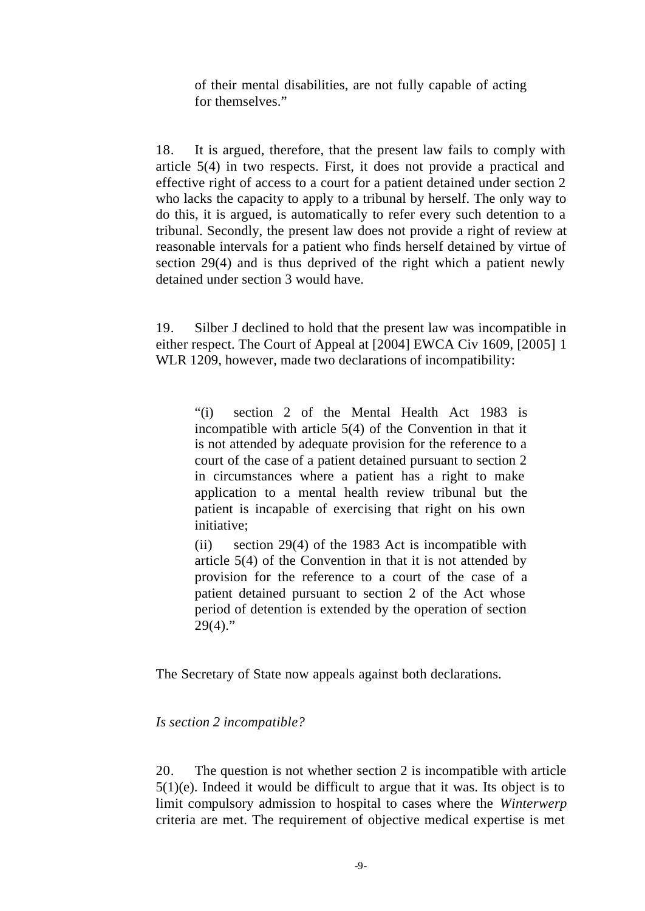of their mental disabilities, are not fully capable of acting for themselves."

18. It is argued, therefore, that the present law fails to comply with article 5(4) in two respects. First, it does not provide a practical and effective right of access to a court for a patient detained under section 2 who lacks the capacity to apply to a tribunal by herself. The only way to do this, it is argued, is automatically to refer every such detention to a tribunal. Secondly, the present law does not provide a right of review at reasonable intervals for a patient who finds herself detained by virtue of section 29(4) and is thus deprived of the right which a patient newly detained under section 3 would have.

19. Silber J declined to hold that the present law was incompatible in either respect. The Court of Appeal at [2004] EWCA Civ 1609, [2005] 1 WLR 1209, however, made two declarations of incompatibility:

> "(i) section 2 of the Mental Health Act 1983 is incompatible with article 5(4) of the Convention in that it is not attended by adequate provision for the reference to a court of the case of a patient detained pursuant to section 2 in circumstances where a patient has a right to make application to a mental health review tribunal but the patient is incapable of exercising that right on his own initiative;
>
> (ii) section 29(4) of the 1983 Act is incompatible with article 5(4) of the Convention in that it is not attended by provision for the reference to a court of the case of a patient detained pursuant to section 2 of the Act whose period of detention is extended by the operation of section 29(4)."

The Secretary of State now appeals against both declarations.

*Is section 2 incompatible?*

20. The question is not whether section 2 is incompatible with article 5(1)(e). Indeed it would be difficult to argue that it was. Its object is to limit compulsory admission to hospital to cases where the *Winterwerp* criteria are met. The requirement of objective medical expertise is met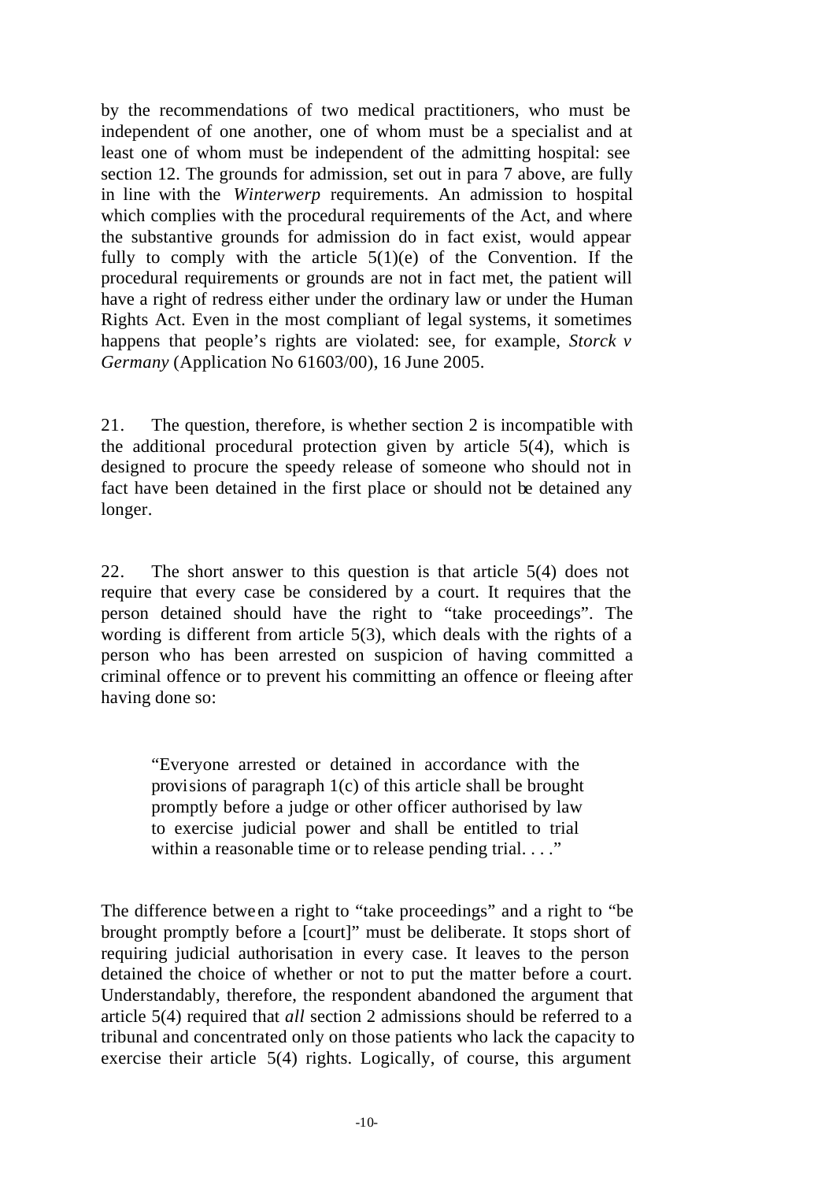by the recommendations of two medical practitioners, who must be independent of one another, one of whom must be a specialist and at least one of whom must be independent of the admitting hospital: see section 12. The grounds for admission, set out in para 7 above, are fully in line with the *Winterwerp* requirements. An admission to hospital which complies with the procedural requirements of the Act, and where the substantive grounds for admission do in fact exist, would appear fully to comply with the article 5(1)(e) of the Convention. If the procedural requirements or grounds are not in fact met, the patient will have a right of redress either under the ordinary law or under the Human Rights Act. Even in the most compliant of legal systems, it sometimes happens that people's rights are violated: see, for example, *Storck v Germany* (Application No 61603/00), 16 June 2005.

21. The question, therefore, is whether section 2 is incompatible with the additional procedural protection given by article 5(4), which is designed to procure the speedy release of someone who should not in fact have been detained in the first place or should not be detained any longer.

22. The short answer to this question is that article 5(4) does not require that every case be considered by a court. It requires that the person detained should have the right to "take proceedings". The wording is different from article 5(3), which deals with the rights of a person who has been arrested on suspicion of having committed a criminal offence or to prevent his committing an offence or fleeing after having done so:

> "Everyone arrested or detained in accordance with the provisions of paragraph 1(c) of this article shall be brought promptly before a judge or other officer authorised by law to exercise judicial power and shall be entitled to trial within a reasonable time or to release pending trial. . . ."

The difference between a right to "take proceedings" and a right to "be brought promptly before a [court]" must be deliberate. It stops short of requiring judicial authorisation in every case. It leaves to the person detained the choice of whether or not to put the matter before a court. Understandably, therefore, the respondent abandoned the argument that article 5(4) required that *all* section 2 admissions should be referred to a tribunal and concentrated only on those patients who lack the capacity to exercise their article 5(4) rights. Logically, of course, this argument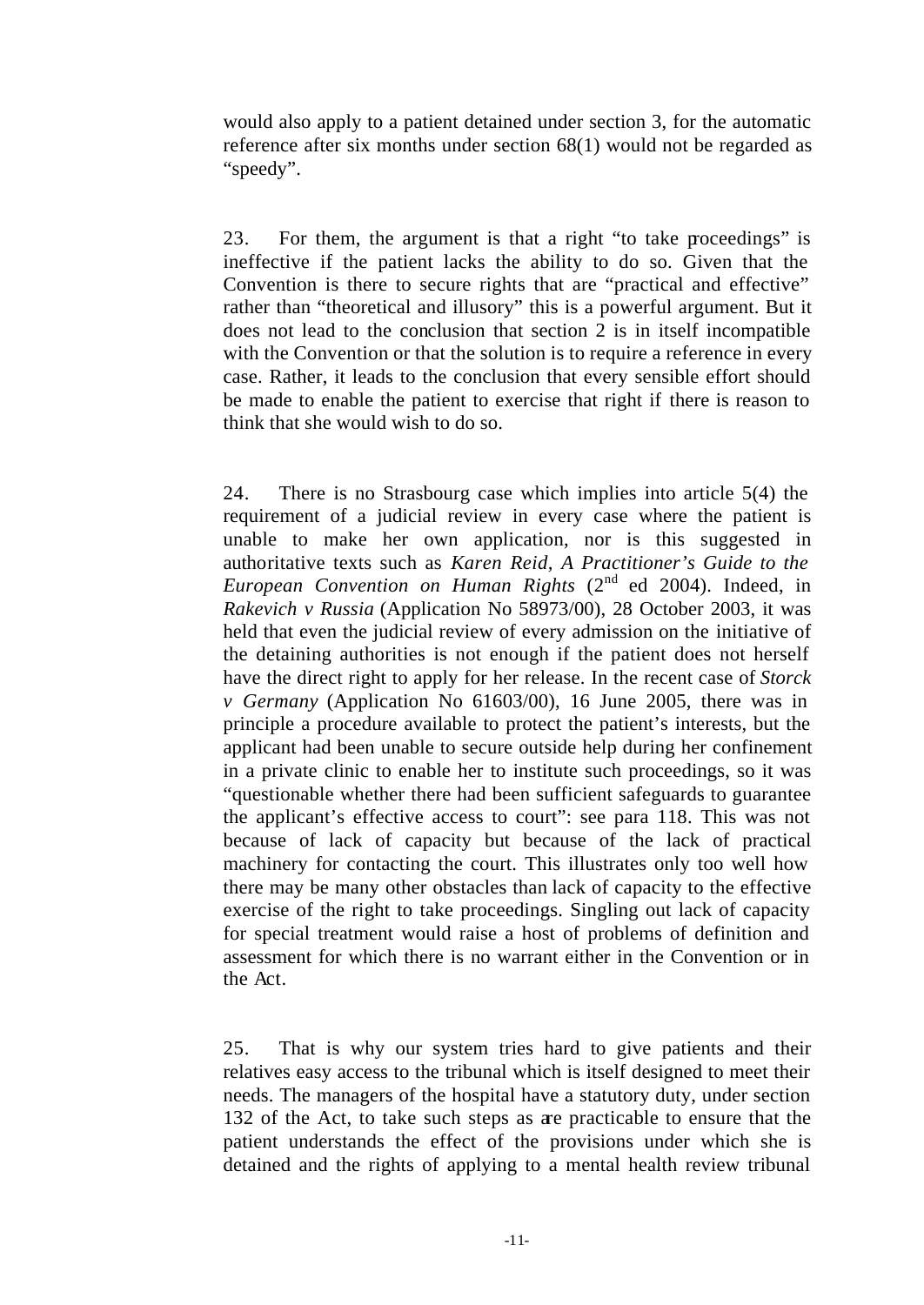would also apply to a patient detained under section 3, for the automatic reference after six months under section 68(1) would not be regarded as "speedy".

23. For them, the argument is that a right "to take proceedings" is ineffective if the patient lacks the ability to do so. Given that the Convention is there to secure rights that are "practical and effective" rather than "theoretical and illusory" this is a powerful argument. But it does not lead to the conclusion that section 2 is in itself incompatible with the Convention or that the solution is to require a reference in every case. Rather, it leads to the conclusion that every sensible effort should be made to enable the patient to exercise that right if there is reason to think that she would wish to do so.

24. There is no Strasbourg case which implies into article 5(4) the requirement of a judicial review in every case where the patient is unable to make her own application, nor is this suggested in authoritative texts such as *Karen Reid, A Practitioner's Guide to the European Convention on Human Rights* (2nd ed 2004). Indeed, in *Rakevich v Russia* (Application No 58973/00), 28 October 2003, it was held that even the judicial review of every admission on the initiative of the detaining authorities is not enough if the patient does not herself have the direct right to apply for her release. In the recent case of *Storck v Germany* (Application No 61603/00), 16 June 2005, there was in principle a procedure available to protect the patient's interests, but the applicant had been unable to secure outside help during her confinement in a private clinic to enable her to institute such proceedings, so it was "questionable whether there had been sufficient safeguards to guarantee the applicant's effective access to court": see para 118. This was not because of lack of capacity but because of the lack of practical machinery for contacting the court. This illustrates only too well how there may be many other obstacles than lack of capacity to the effective exercise of the right to take proceedings. Singling out lack of capacity for special treatment would raise a host of problems of definition and assessment for which there is no warrant either in the Convention or in the Act.

25. That is why our system tries hard to give patients and their relatives easy access to the tribunal which is itself designed to meet their needs. The managers of the hospital have a statutory duty, under section 132 of the Act, to take such steps as are practicable to ensure that the patient understands the effect of the provisions under which she is detained and the rights of applying to a mental health review tribunal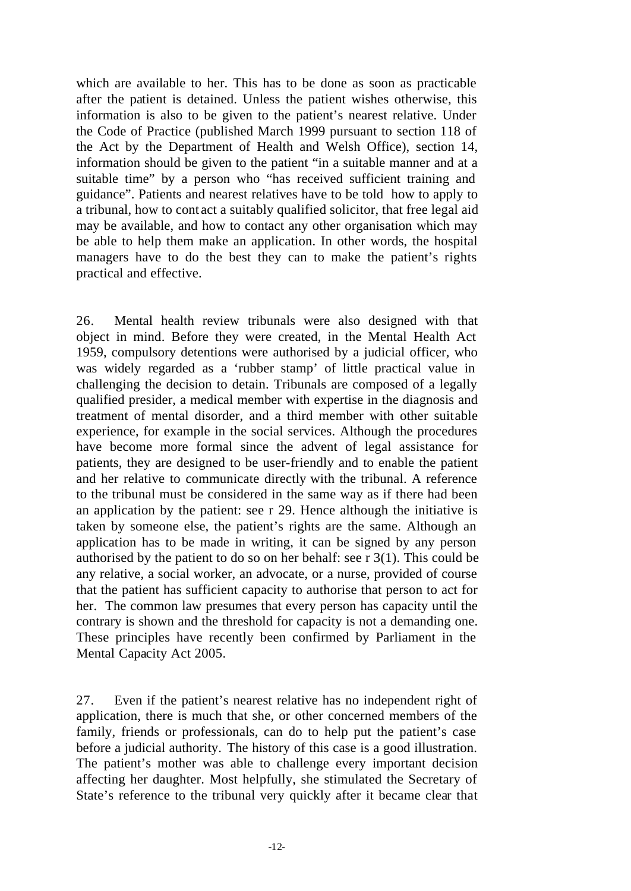which are available to her. This has to be done as soon as practicable after the patient is detained. Unless the patient wishes otherwise, this information is also to be given to the patient's nearest relative. Under the Code of Practice (published March 1999 pursuant to section 118 of the Act by the Department of Health and Welsh Office), section 14, information should be given to the patient "in a suitable manner and at a suitable time" by a person who "has received sufficient training and guidance". Patients and nearest relatives have to be told how to apply to a tribunal, how to contact a suitably qualified solicitor, that free legal aid may be available, and how to contact any other organisation which may be able to help them make an application. In other words, the hospital managers have to do the best they can to make the patient's rights practical and effective.

26. Mental health review tribunals were also designed with that object in mind. Before they were created, in the Mental Health Act 1959, compulsory detentions were authorised by a judicial officer, who was widely regarded as a 'rubber stamp' of little practical value in challenging the decision to detain. Tribunals are composed of a legally qualified presider, a medical member with expertise in the diagnosis and treatment of mental disorder, and a third member with other suitable experience, for example in the social services. Although the procedures have become more formal since the advent of legal assistance for patients, they are designed to be user-friendly and to enable the patient and her relative to communicate directly with the tribunal. A reference to the tribunal must be considered in the same way as if there had been an application by the patient: see r 29. Hence although the initiative is taken by someone else, the patient's rights are the same. Although an application has to be made in writing, it can be signed by any person authorised by the patient to do so on her behalf: see r 3(1). This could be any relative, a social worker, an advocate, or a nurse, provided of course that the patient has sufficient capacity to authorise that person to act for her. The common law presumes that every person has capacity until the contrary is shown and the threshold for capacity is not a demanding one. These principles have recently been confirmed by Parliament in the Mental Capacity Act 2005.

27. Even if the patient's nearest relative has no independent right of application, there is much that she, or other concerned members of the family, friends or professionals, can do to help put the patient's case before a judicial authority. The history of this case is a good illustration. The patient's mother was able to challenge every important decision affecting her daughter. Most helpfully, she stimulated the Secretary of State's reference to the tribunal very quickly after it became clear that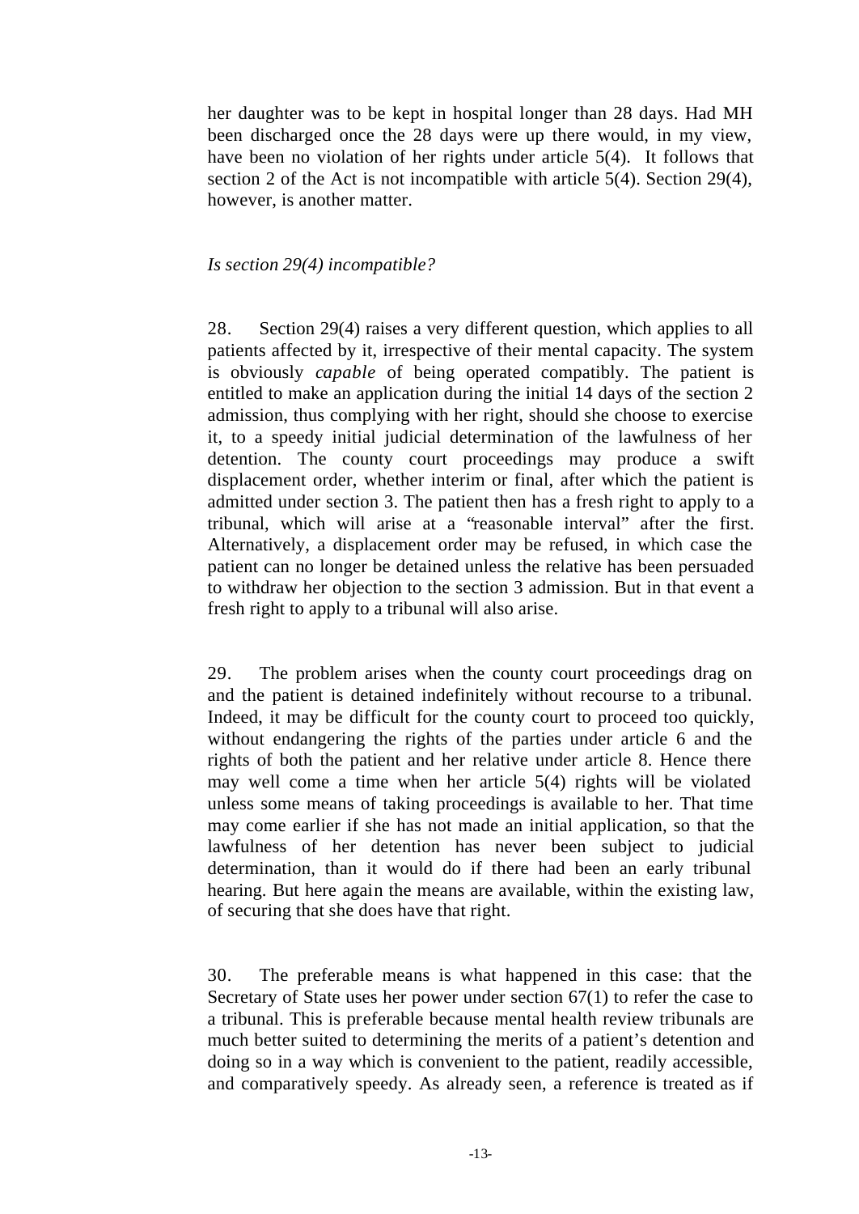her daughter was to be kept in hospital longer than 28 days. Had MH been discharged once the 28 days were up there would, in my view, have been no violation of her rights under article 5(4). It follows that section 2 of the Act is not incompatible with article 5(4). Section 29(4), however, is another matter.

*Is section 29(4) incompatible?*

28. Section 29(4) raises a very different question, which applies to all patients affected by it, irrespective of their mental capacity. The system is obviously *capable* of being operated compatibly. The patient is entitled to make an application during the initial 14 days of the section 2 admission, thus complying with her right, should she choose to exercise it, to a speedy initial judicial determination of the lawfulness of her detention. The county court proceedings may produce a swift displacement order, whether interim or final, after which the patient is admitted under section 3. The patient then has a fresh right to apply to a tribunal, which will arise at a "reasonable interval" after the first. Alternatively, a displacement order may be refused, in which case the patient can no longer be detained unless the relative has been persuaded to withdraw her objection to the section 3 admission. But in that event a fresh right to apply to a tribunal will also arise.

29. The problem arises when the county court proceedings drag on and the patient is detained indefinitely without recourse to a tribunal. Indeed, it may be difficult for the county court to proceed too quickly, without endangering the rights of the parties under article 6 and the rights of both the patient and her relative under article 8. Hence there may well come a time when her article 5(4) rights will be violated unless some means of taking proceedings is available to her. That time may come earlier if she has not made an initial application, so that the lawfulness of her detention has never been subject to judicial determination, than it would do if there had been an early tribunal hearing. But here again the means are available, within the existing law, of securing that she does have that right.

30. The preferable means is what happened in this case: that the Secretary of State uses her power under section 67(1) to refer the case to a tribunal. This is preferable because mental health review tribunals are much better suited to determining the merits of a patient's detention and doing so in a way which is convenient to the patient, readily accessible, and comparatively speedy. As already seen, a reference is treated as if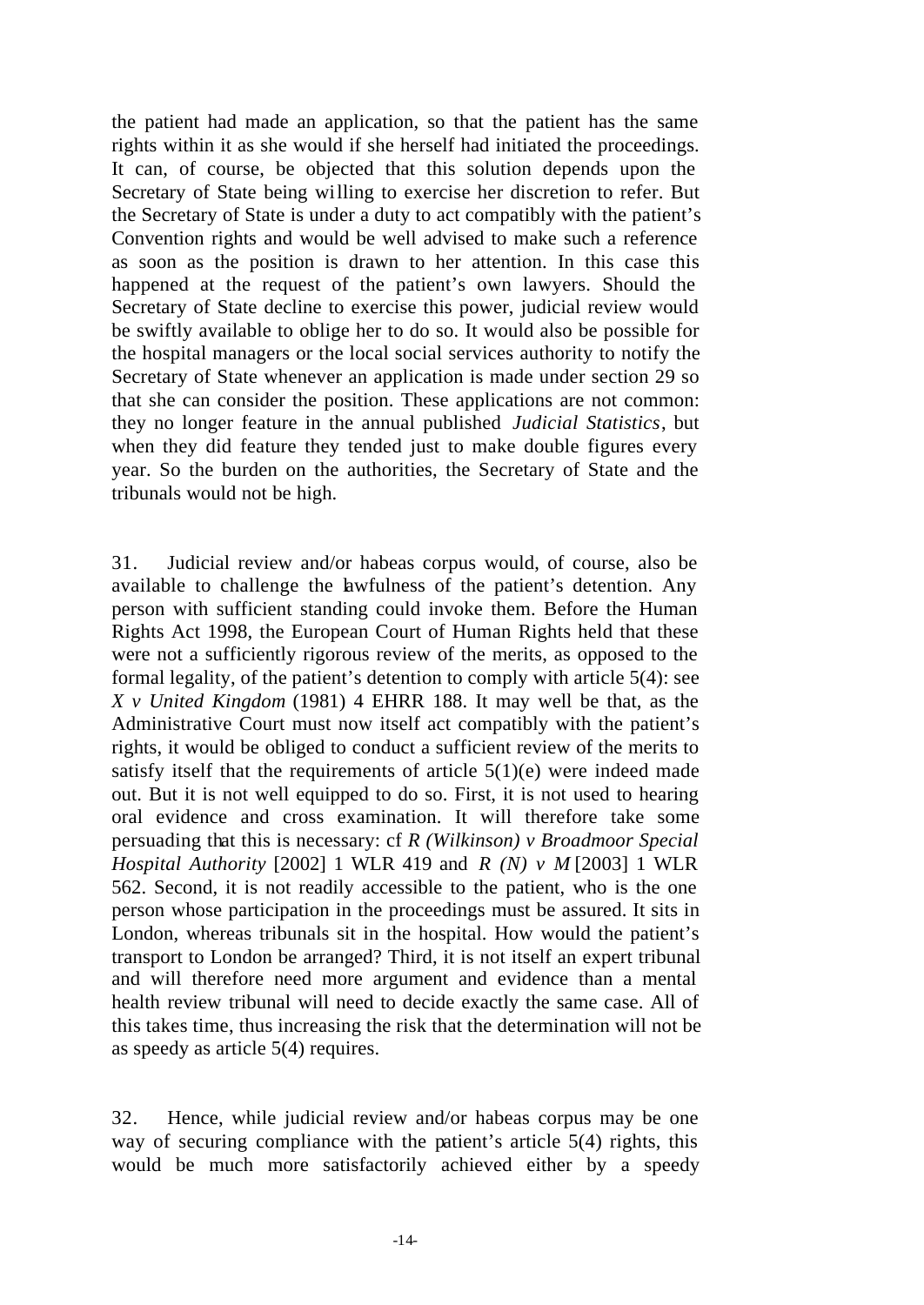the patient had made an application, so that the patient has the same rights within it as she would if she herself had initiated the proceedings. It can, of course, be objected that this solution depends upon the Secretary of State being willing to exercise her discretion to refer. But the Secretary of State is under a duty to act compatibly with the patient's Convention rights and would be well advised to make such a reference as soon as the position is drawn to her attention. In this case this happened at the request of the patient's own lawyers. Should the Secretary of State decline to exercise this power, judicial review would be swiftly available to oblige her to do so. It would also be possible for the hospital managers or the local social services authority to notify the Secretary of State whenever an application is made under section 29 so that she can consider the position. These applications are not common: they no longer feature in the annual published *Judicial Statistics*, but when they did feature they tended just to make double figures every year. So the burden on the authorities, the Secretary of State and the tribunals would not be high.

31. Judicial review and/or habeas corpus would, of course, also be available to challenge the lawfulness of the patient's detention. Any person with sufficient standing could invoke them. Before the Human Rights Act 1998, the European Court of Human Rights held that these were not a sufficiently rigorous review of the merits, as opposed to the formal legality, of the patient's detention to comply with article 5(4): see *X v United Kingdom* (1981) 4 EHRR 188. It may well be that, as the Administrative Court must now itself act compatibly with the patient's rights, it would be obliged to conduct a sufficient review of the merits to satisfy itself that the requirements of article 5(1)(e) were indeed made out. But it is not well equipped to do so. First, it is not used to hearing oral evidence and cross examination. It will therefore take some persuading that this is necessary: cf *R (Wilkinson) v Broadmoor Special Hospital Authority* [2002] 1 WLR 419 and *R (N) v M* [2003] 1 WLR 562. Second, it is not readily accessible to the patient, who is the one person whose participation in the proceedings must be assured. It sits in London, whereas tribunals sit in the hospital. How would the patient's transport to London be arranged? Third, it is not itself an expert tribunal and will therefore need more argument and evidence than a mental health review tribunal will need to decide exactly the same case. All of this takes time, thus increasing the risk that the determination will not be as speedy as article 5(4) requires.

32. Hence, while judicial review and/or habeas corpus may be one way of securing compliance with the patient's article 5(4) rights, this would be much more satisfactorily achieved either by a speedy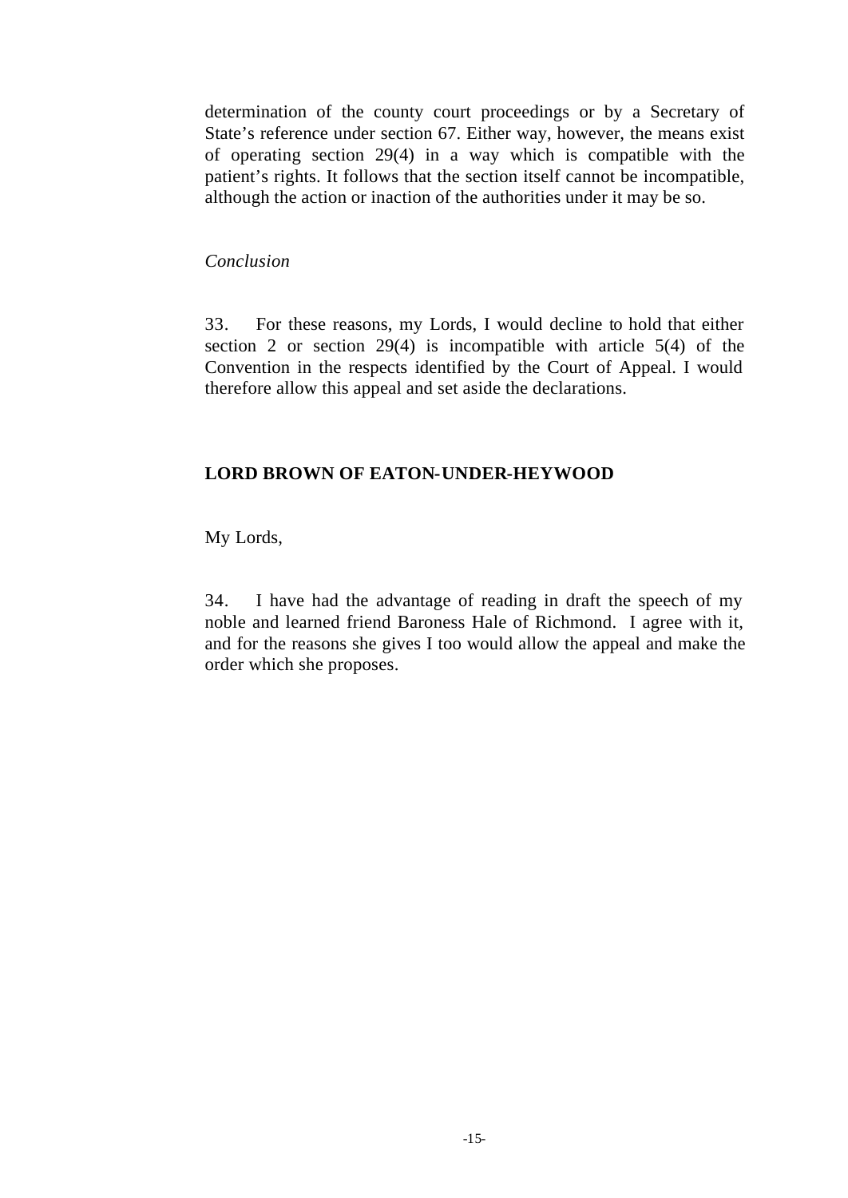determination of the county court proceedings or by a Secretary of State's reference under section 67. Either way, however, the means exist of operating section 29(4) in a way which is compatible with the patient's rights. It follows that the section itself cannot be incompatible, although the action or inaction of the authorities under it may be so.

*Conclusion*

33. For these reasons, my Lords, I would decline to hold that either section 2 or section 29(4) is incompatible with article 5(4) of the Convention in the respects identified by the Court of Appeal. I would therefore allow this appeal and set aside the declarations.

**LORD BROWN OF EATON-UNDER-HEYWOOD**

My Lords,

34. I have had the advantage of reading in draft the speech of my noble and learned friend Baroness Hale of Richmond. I agree with it, and for the reasons she gives I too would allow the appeal and make the order which she proposes.